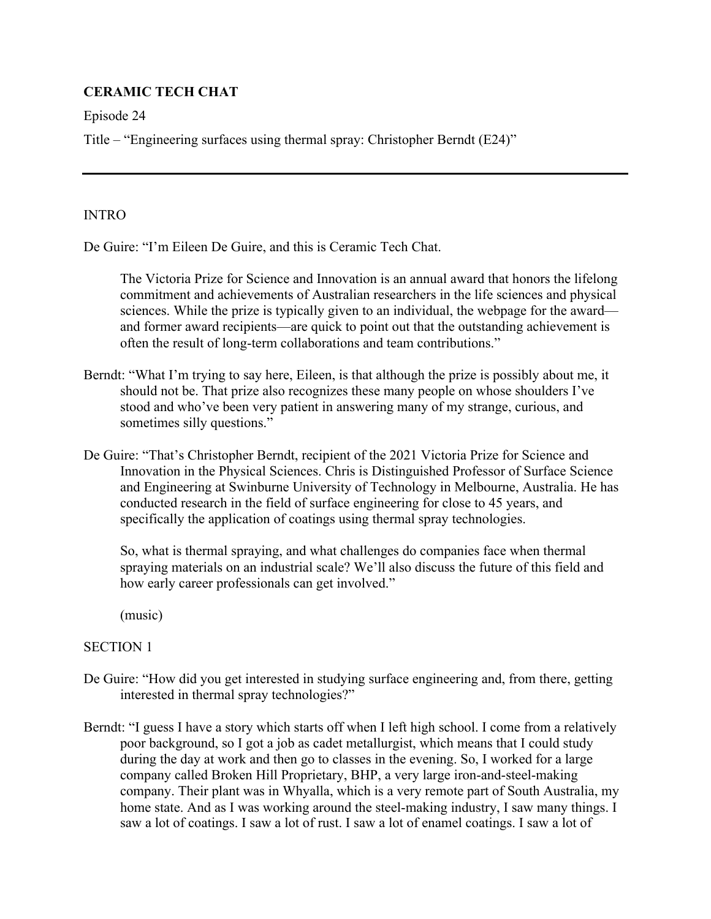**CERAMIC TECH CHAT**

Episode 24

Title – "Engineering surfaces using thermal spray: Christopher Berndt (E24)"

---

INTRO

De Guire: "I'm Eileen De Guire, and this is Ceramic Tech Chat.

> The Victoria Prize for Science and Innovation is an annual award that honors the lifelong commitment and achievements of Australian researchers in the life sciences and physical sciences. While the prize is typically given to an individual, the webpage for the award—and former award recipients—are quick to point out that the outstanding achievement is often the result of long-term collaborations and team contributions."

Berndt: "What I'm trying to say here, Eileen, is that although the prize is possibly about me, it should not be. That prize also recognizes these many people on whose shoulders I've stood and who've been very patient in answering many of my strange, curious, and sometimes silly questions."

De Guire: "That's Christopher Berndt, recipient of the 2021 Victoria Prize for Science and Innovation in the Physical Sciences. Chris is Distinguished Professor of Surface Science and Engineering at Swinburne University of Technology in Melbourne, Australia. He has conducted research in the field of surface engineering for close to 45 years, and specifically the application of coatings using thermal spray technologies.

> So, what is thermal spraying, and what challenges do companies face when thermal spraying materials on an industrial scale? We'll also discuss the future of this field and how early career professionals can get involved."
>
> (music)

SECTION 1

De Guire: "How did you get interested in studying surface engineering and, from there, getting interested in thermal spray technologies?"

Berndt: "I guess I have a story which starts off when I left high school. I come from a relatively poor background, so I got a job as cadet metallurgist, which means that I could study during the day at work and then go to classes in the evening. So, I worked for a large company called Broken Hill Proprietary, BHP, a very large iron-and-steel-making company. Their plant was in Whyalla, which is a very remote part of South Australia, my home state. And as I was working around the steel-making industry, I saw many things. I saw a lot of coatings. I saw a lot of rust. I saw a lot of enamel coatings. I saw a lot of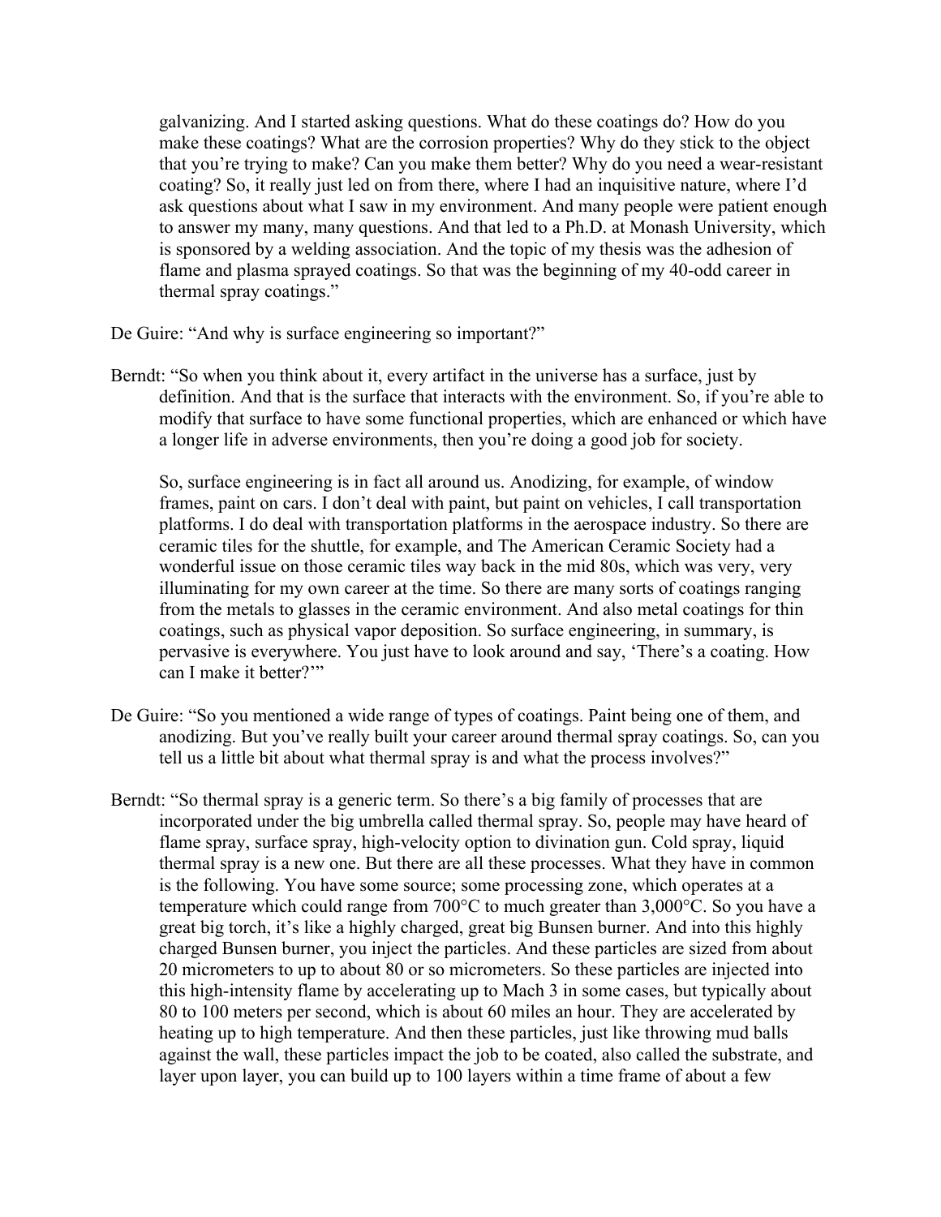galvanizing. And I started asking questions. What do these coatings do? How do you make these coatings? What are the corrosion properties? Why do they stick to the object that you're trying to make? Can you make them better? Why do you need a wear-resistant coating? So, it really just led on from there, where I had an inquisitive nature, where I'd ask questions about what I saw in my environment. And many people were patient enough to answer my many, many questions. And that led to a Ph.D. at Monash University, which is sponsored by a welding association. And the topic of my thesis was the adhesion of flame and plasma sprayed coatings. So that was the beginning of my 40-odd career in thermal spray coatings."

De Guire: "And why is surface engineering so important?"

Berndt: "So when you think about it, every artifact in the universe has a surface, just by definition. And that is the surface that interacts with the environment. So, if you're able to modify that surface to have some functional properties, which are enhanced or which have a longer life in adverse environments, then you're doing a good job for society.

So, surface engineering is in fact all around us. Anodizing, for example, of window frames, paint on cars. I don't deal with paint, but paint on vehicles, I call transportation platforms. I do deal with transportation platforms in the aerospace industry. So there are ceramic tiles for the shuttle, for example, and The American Ceramic Society had a wonderful issue on those ceramic tiles way back in the mid 80s, which was very, very illuminating for my own career at the time. So there are many sorts of coatings ranging from the metals to glasses in the ceramic environment. And also metal coatings for thin coatings, such as physical vapor deposition. So surface engineering, in summary, is pervasive is everywhere. You just have to look around and say, 'There's a coating. How can I make it better?'"

De Guire: "So you mentioned a wide range of types of coatings. Paint being one of them, and anodizing. But you've really built your career around thermal spray coatings. So, can you tell us a little bit about what thermal spray is and what the process involves?"

Berndt: "So thermal spray is a generic term. So there's a big family of processes that are incorporated under the big umbrella called thermal spray. So, people may have heard of flame spray, surface spray, high-velocity option to divination gun. Cold spray, liquid thermal spray is a new one. But there are all these processes. What they have in common is the following. You have some source; some processing zone, which operates at a temperature which could range from 700°C to much greater than 3,000°C. So you have a great big torch, it's like a highly charged, great big Bunsen burner. And into this highly charged Bunsen burner, you inject the particles. And these particles are sized from about 20 micrometers to up to about 80 or so micrometers. So these particles are injected into this high-intensity flame by accelerating up to Mach 3 in some cases, but typically about 80 to 100 meters per second, which is about 60 miles an hour. They are accelerated by heating up to high temperature. And then these particles, just like throwing mud balls against the wall, these particles impact the job to be coated, also called the substrate, and layer upon layer, you can build up to 100 layers within a time frame of about a few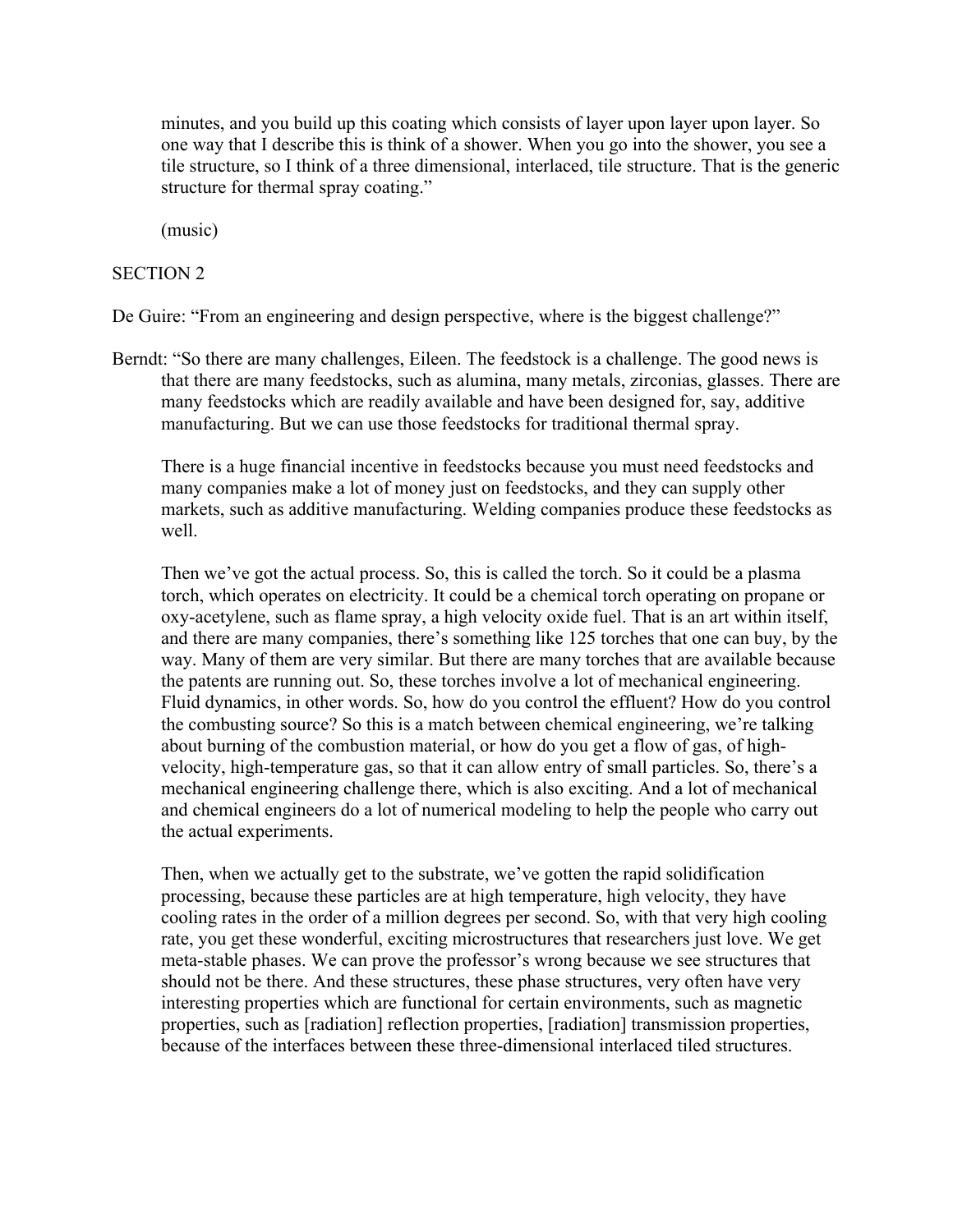minutes, and you build up this coating which consists of layer upon layer upon layer. So one way that I describe this is think of a shower. When you go into the shower, you see a tile structure, so I think of a three dimensional, interlaced, tile structure. That is the generic structure for thermal spray coating."

(music)

SECTION 2

De Guire: "From an engineering and design perspective, where is the biggest challenge?"

Berndt: "So there are many challenges, Eileen. The feedstock is a challenge. The good news is that there are many feedstocks, such as alumina, many metals, zirconias, glasses. There are many feedstocks which are readily available and have been designed for, say, additive manufacturing. But we can use those feedstocks for traditional thermal spray.

There is a huge financial incentive in feedstocks because you must need feedstocks and many companies make a lot of money just on feedstocks, and they can supply other markets, such as additive manufacturing. Welding companies produce these feedstocks as well.

Then we've got the actual process. So, this is called the torch. So it could be a plasma torch, which operates on electricity. It could be a chemical torch operating on propane or oxy-acetylene, such as flame spray, a high velocity oxide fuel. That is an art within itself, and there are many companies, there's something like 125 torches that one can buy, by the way. Many of them are very similar. But there are many torches that are available because the patents are running out. So, these torches involve a lot of mechanical engineering. Fluid dynamics, in other words. So, how do you control the effluent? How do you control the combusting source? So this is a match between chemical engineering, we're talking about burning of the combustion material, or how do you get a flow of gas, of high-velocity, high-temperature gas, so that it can allow entry of small particles. So, there's a mechanical engineering challenge there, which is also exciting. And a lot of mechanical and chemical engineers do a lot of numerical modeling to help the people who carry out the actual experiments.

Then, when we actually get to the substrate, we've gotten the rapid solidification processing, because these particles are at high temperature, high velocity, they have cooling rates in the order of a million degrees per second. So, with that very high cooling rate, you get these wonderful, exciting microstructures that researchers just love. We get meta-stable phases. We can prove the professor's wrong because we see structures that should not be there. And these structures, these phase structures, very often have very interesting properties which are functional for certain environments, such as magnetic properties, such as [radiation] reflection properties, [radiation] transmission properties, because of the interfaces between these three-dimensional interlaced tiled structures.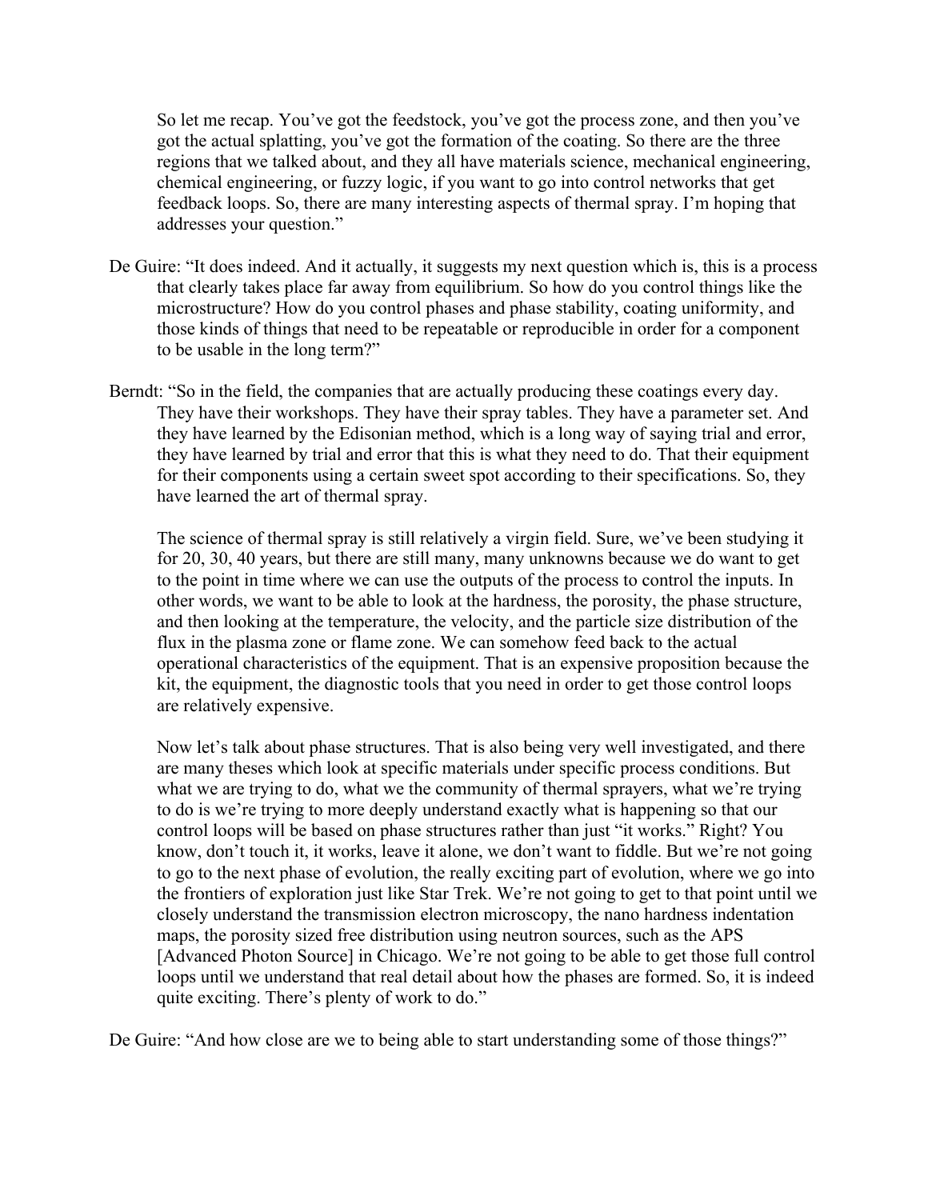So let me recap. You've got the feedstock, you've got the process zone, and then you've got the actual splatting, you've got the formation of the coating. So there are the three regions that we talked about, and they all have materials science, mechanical engineering, chemical engineering, or fuzzy logic, if you want to go into control networks that get feedback loops. So, there are many interesting aspects of thermal spray. I'm hoping that addresses your question."

De Guire: "It does indeed. And it actually, it suggests my next question which is, this is a process that clearly takes place far away from equilibrium. So how do you control things like the microstructure? How do you control phases and phase stability, coating uniformity, and those kinds of things that need to be repeatable or reproducible in order for a component to be usable in the long term?"

Berndt: "So in the field, the companies that are actually producing these coatings every day. They have their workshops. They have their spray tables. They have a parameter set. And they have learned by the Edisonian method, which is a long way of saying trial and error, they have learned by trial and error that this is what they need to do. That their equipment for their components using a certain sweet spot according to their specifications. So, they have learned the art of thermal spray.

The science of thermal spray is still relatively a virgin field. Sure, we've been studying it for 20, 30, 40 years, but there are still many, many unknowns because we do want to get to the point in time where we can use the outputs of the process to control the inputs. In other words, we want to be able to look at the hardness, the porosity, the phase structure, and then looking at the temperature, the velocity, and the particle size distribution of the flux in the plasma zone or flame zone. We can somehow feed back to the actual operational characteristics of the equipment. That is an expensive proposition because the kit, the equipment, the diagnostic tools that you need in order to get those control loops are relatively expensive.

Now let's talk about phase structures. That is also being very well investigated, and there are many theses which look at specific materials under specific process conditions. But what we are trying to do, what we the community of thermal sprayers, what we're trying to do is we're trying to more deeply understand exactly what is happening so that our control loops will be based on phase structures rather than just "it works." Right? You know, don't touch it, it works, leave it alone, we don't want to fiddle. But we're not going to go to the next phase of evolution, the really exciting part of evolution, where we go into the frontiers of exploration just like Star Trek. We're not going to get to that point until we closely understand the transmission electron microscopy, the nano hardness indentation maps, the porosity sized free distribution using neutron sources, such as the APS [Advanced Photon Source] in Chicago. We're not going to be able to get those full control loops until we understand that real detail about how the phases are formed. So, it is indeed quite exciting. There's plenty of work to do."

De Guire: "And how close are we to being able to start understanding some of those things?"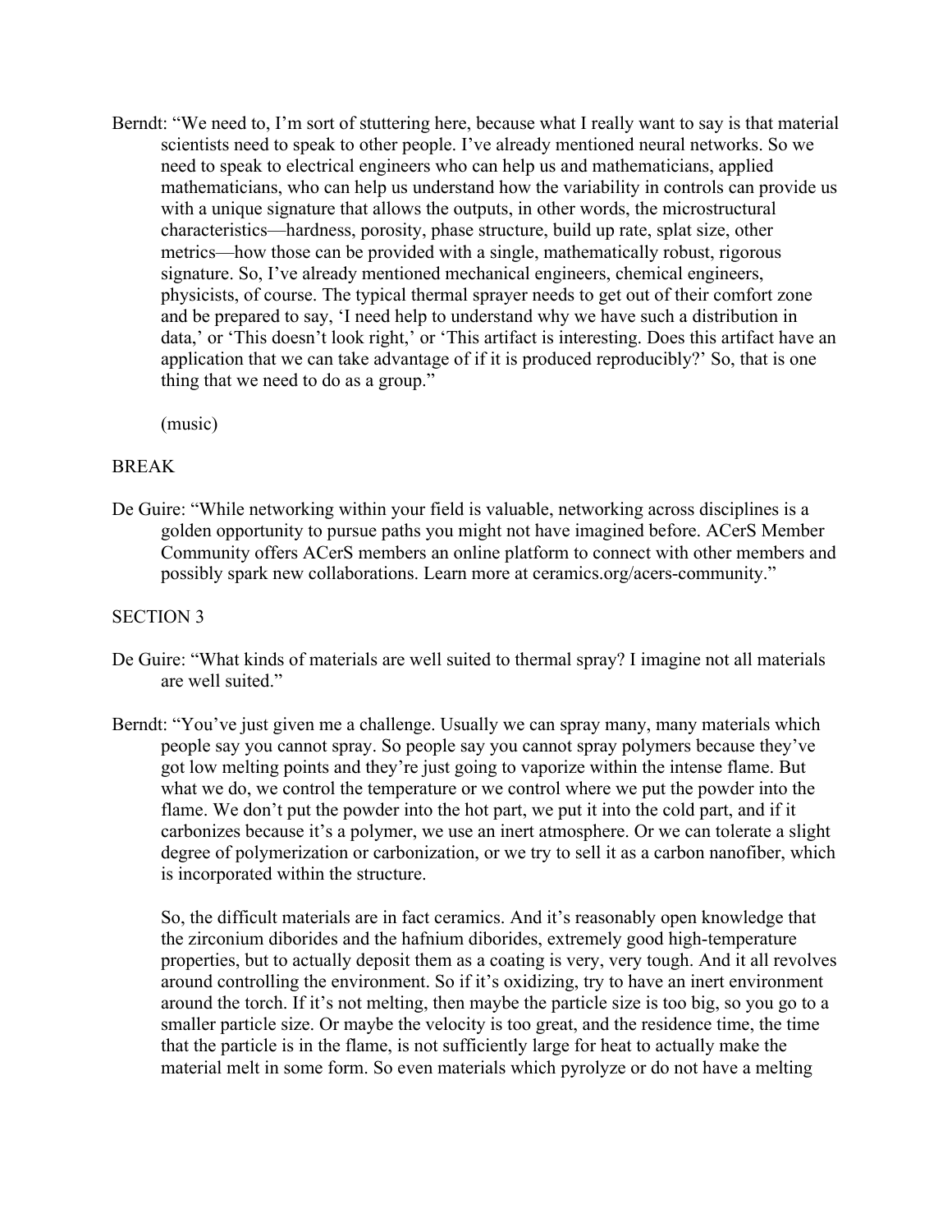Berndt: "We need to, I'm sort of stuttering here, because what I really want to say is that material scientists need to speak to other people. I've already mentioned neural networks. So we need to speak to electrical engineers who can help us and mathematicians, applied mathematicians, who can help us understand how the variability in controls can provide us with a unique signature that allows the outputs, in other words, the microstructural characteristics—hardness, porosity, phase structure, build up rate, splat size, other metrics—how those can be provided with a single, mathematically robust, rigorous signature. So, I've already mentioned mechanical engineers, chemical engineers, physicists, of course. The typical thermal sprayer needs to get out of their comfort zone and be prepared to say, 'I need help to understand why we have such a distribution in data,' or 'This doesn't look right,' or 'This artifact is interesting. Does this artifact have an application that we can take advantage of if it is produced reproducibly?' So, that is one thing that we need to do as a group."

(music)

BREAK

De Guire: "While networking within your field is valuable, networking across disciplines is a golden opportunity to pursue paths you might not have imagined before. ACerS Member Community offers ACerS members an online platform to connect with other members and possibly spark new collaborations. Learn more at ceramics.org/acers-community."

SECTION 3

De Guire: "What kinds of materials are well suited to thermal spray? I imagine not all materials are well suited."

Berndt: "You've just given me a challenge. Usually we can spray many, many materials which people say you cannot spray. So people say you cannot spray polymers because they've got low melting points and they're just going to vaporize within the intense flame. But what we do, we control the temperature or we control where we put the powder into the flame. We don't put the powder into the hot part, we put it into the cold part, and if it carbonizes because it's a polymer, we use an inert atmosphere. Or we can tolerate a slight degree of polymerization or carbonization, or we try to sell it as a carbon nanofiber, which is incorporated within the structure.

So, the difficult materials are in fact ceramics. And it's reasonably open knowledge that the zirconium diborides and the hafnium diborides, extremely good high-temperature properties, but to actually deposit them as a coating is very, very tough. And it all revolves around controlling the environment. So if it's oxidizing, try to have an inert environment around the torch. If it's not melting, then maybe the particle size is too big, so you go to a smaller particle size. Or maybe the velocity is too great, and the residence time, the time that the particle is in the flame, is not sufficiently large for heat to actually make the material melt in some form. So even materials which pyrolyze or do not have a melting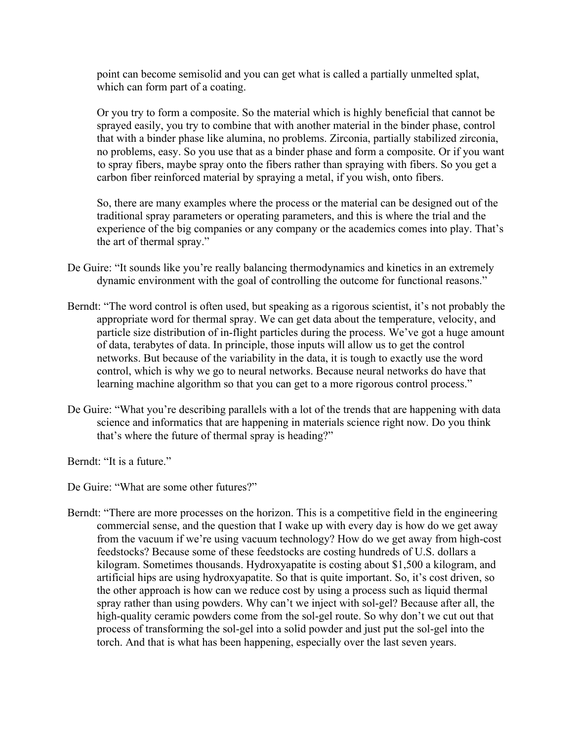point can become semisolid and you can get what is called a partially unmelted splat, which can form part of a coating.

Or you try to form a composite. So the material which is highly beneficial that cannot be sprayed easily, you try to combine that with another material in the binder phase, control that with a binder phase like alumina, no problems. Zirconia, partially stabilized zirconia, no problems, easy. So you use that as a binder phase and form a composite. Or if you want to spray fibers, maybe spray onto the fibers rather than spraying with fibers. So you get a carbon fiber reinforced material by spraying a metal, if you wish, onto fibers.

So, there are many examples where the process or the material can be designed out of the traditional spray parameters or operating parameters, and this is where the trial and the experience of the big companies or any company or the academics comes into play. That's the art of thermal spray."

De Guire: "It sounds like you're really balancing thermodynamics and kinetics in an extremely dynamic environment with the goal of controlling the outcome for functional reasons."

Berndt: "The word control is often used, but speaking as a rigorous scientist, it's not probably the appropriate word for thermal spray. We can get data about the temperature, velocity, and particle size distribution of in-flight particles during the process. We've got a huge amount of data, terabytes of data. In principle, those inputs will allow us to get the control networks. But because of the variability in the data, it is tough to exactly use the word control, which is why we go to neural networks. Because neural networks do have that learning machine algorithm so that you can get to a more rigorous control process."

De Guire: "What you're describing parallels with a lot of the trends that are happening with data science and informatics that are happening in materials science right now. Do you think that's where the future of thermal spray is heading?"

Berndt: "It is a future."

De Guire: "What are some other futures?"

Berndt: "There are more processes on the horizon. This is a competitive field in the engineering commercial sense, and the question that I wake up with every day is how do we get away from the vacuum if we're using vacuum technology? How do we get away from high-cost feedstocks? Because some of these feedstocks are costing hundreds of U.S. dollars a kilogram. Sometimes thousands. Hydroxyapatite is costing about $1,500 a kilogram, and artificial hips are using hydroxyapatite. So that is quite important. So, it's cost driven, so the other approach is how can we reduce cost by using a process such as liquid thermal spray rather than using powders. Why can't we inject with sol-gel? Because after all, the high-quality ceramic powders come from the sol-gel route. So why don't we cut out that process of transforming the sol-gel into a solid powder and just put the sol-gel into the torch. And that is what has been happening, especially over the last seven years.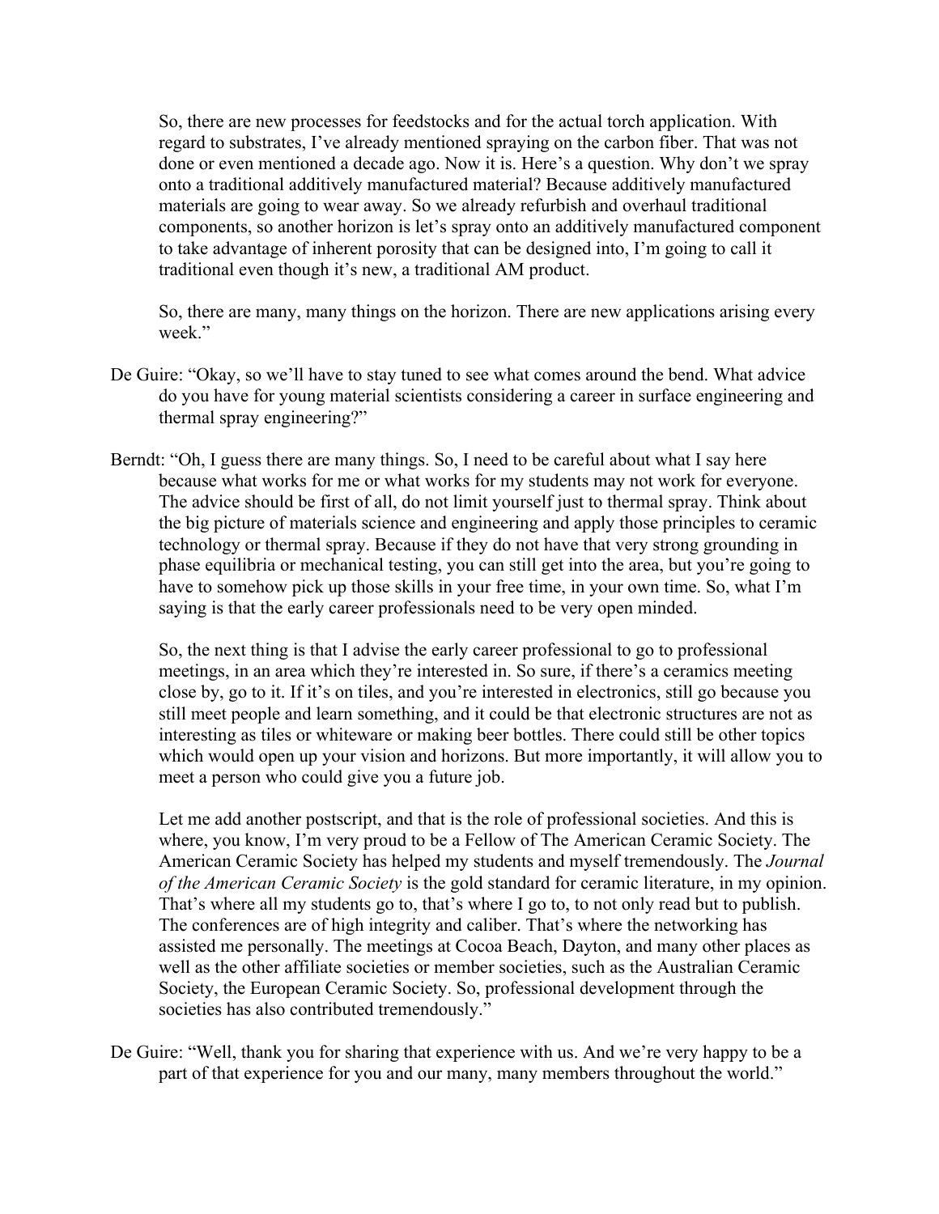So, there are new processes for feedstocks and for the actual torch application. With regard to substrates, I've already mentioned spraying on the carbon fiber. That was not done or even mentioned a decade ago. Now it is. Here's a question. Why don't we spray onto a traditional additively manufactured material? Because additively manufactured materials are going to wear away. So we already refurbish and overhaul traditional components, so another horizon is let's spray onto an additively manufactured component to take advantage of inherent porosity that can be designed into, I'm going to call it traditional even though it's new, a traditional AM product.

So, there are many, many things on the horizon. There are new applications arising every week."

De Guire: "Okay, so we'll have to stay tuned to see what comes around the bend. What advice do you have for young material scientists considering a career in surface engineering and thermal spray engineering?"

Berndt: "Oh, I guess there are many things. So, I need to be careful about what I say here because what works for me or what works for my students may not work for everyone. The advice should be first of all, do not limit yourself just to thermal spray. Think about the big picture of materials science and engineering and apply those principles to ceramic technology or thermal spray. Because if they do not have that very strong grounding in phase equilibria or mechanical testing, you can still get into the area, but you're going to have to somehow pick up those skills in your free time, in your own time. So, what I'm saying is that the early career professionals need to be very open minded.

So, the next thing is that I advise the early career professional to go to professional meetings, in an area which they're interested in. So sure, if there's a ceramics meeting close by, go to it. If it's on tiles, and you're interested in electronics, still go because you still meet people and learn something, and it could be that electronic structures are not as interesting as tiles or whiteware or making beer bottles. There could still be other topics which would open up your vision and horizons. But more importantly, it will allow you to meet a person who could give you a future job.

Let me add another postscript, and that is the role of professional societies. And this is where, you know, I'm very proud to be a Fellow of The American Ceramic Society. The American Ceramic Society has helped my students and myself tremendously. The *Journal of the American Ceramic Society* is the gold standard for ceramic literature, in my opinion. That's where all my students go to, that's where I go to, to not only read but to publish. The conferences are of high integrity and caliber. That's where the networking has assisted me personally. The meetings at Cocoa Beach, Dayton, and many other places as well as the other affiliate societies or member societies, such as the Australian Ceramic Society, the European Ceramic Society. So, professional development through the societies has also contributed tremendously."

De Guire: "Well, thank you for sharing that experience with us. And we're very happy to be a part of that experience for you and our many, many members throughout the world."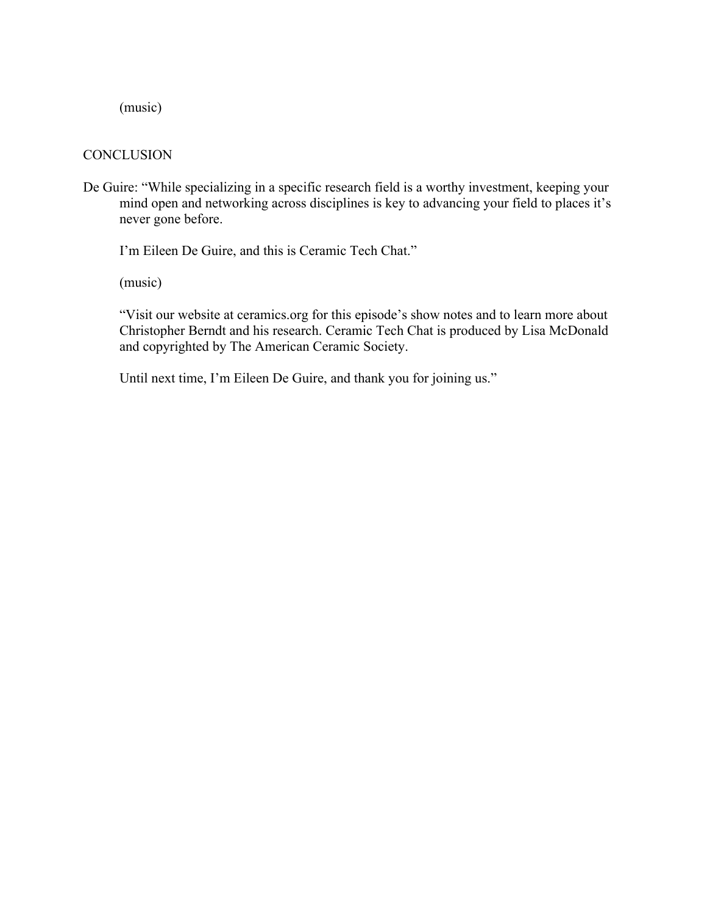(music)

CONCLUSION

De Guire: “While specializing in a specific research field is a worthy investment, keeping your mind open and networking across disciplines is key to advancing your field to places it’s never gone before.

I’m Eileen De Guire, and this is Ceramic Tech Chat.”

(music)

“Visit our website at ceramics.org for this episode’s show notes and to learn more about Christopher Berndt and his research. Ceramic Tech Chat is produced by Lisa McDonald and copyrighted by The American Ceramic Society.

Until next time, I’m Eileen De Guire, and thank you for joining us.”